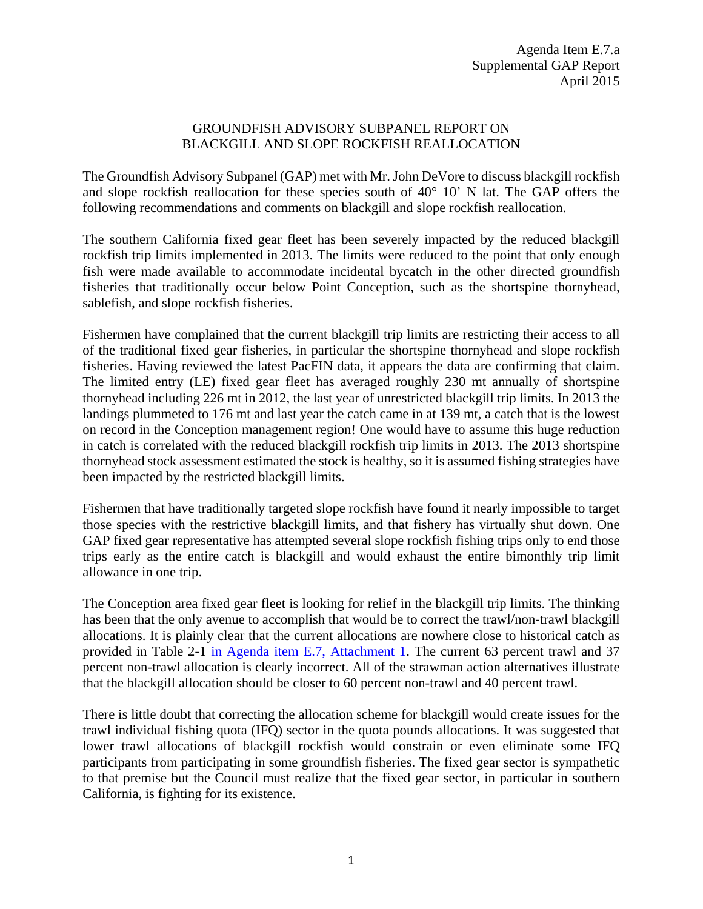Agenda Item E.7.a
Supplemental GAP Report
April 2015

# GROUNDFISH ADVISORY SUBPANEL REPORT ON BLACKGILL AND SLOPE ROCKFISH REALLOCATION

The Groundfish Advisory Subpanel (GAP) met with Mr. John DeVore to discuss blackgill rockfish and slope rockfish reallocation for these species south of 40° 10' N lat. The GAP offers the following recommendations and comments on blackgill and slope rockfish reallocation.

The southern California fixed gear fleet has been severely impacted by the reduced blackgill rockfish trip limits implemented in 2013. The limits were reduced to the point that only enough fish were made available to accommodate incidental bycatch in the other directed groundfish fisheries that traditionally occur below Point Conception, such as the shortspine thornyhead, sablefish, and slope rockfish fisheries.

Fishermen have complained that the current blackgill trip limits are restricting their access to all of the traditional fixed gear fisheries, in particular the shortspine thornyhead and slope rockfish fisheries. Having reviewed the latest PacFIN data, it appears the data are confirming that claim. The limited entry (LE) fixed gear fleet has averaged roughly 230 mt annually of shortspine thornyhead including 226 mt in 2012, the last year of unrestricted blackgill trip limits. In 2013 the landings plummeted to 176 mt and last year the catch came in at 139 mt, a catch that is the lowest on record in the Conception management region! One would have to assume this huge reduction in catch is correlated with the reduced blackgill rockfish trip limits in 2013. The 2013 shortspine thornyhead stock assessment estimated the stock is healthy, so it is assumed fishing strategies have been impacted by the restricted blackgill limits.

Fishermen that have traditionally targeted slope rockfish have found it nearly impossible to target those species with the restrictive blackgill limits, and that fishery has virtually shut down. One GAP fixed gear representative has attempted several slope rockfish fishing trips only to end those trips early as the entire catch is blackgill and would exhaust the entire bimonthly trip limit allowance in one trip.

The Conception area fixed gear fleet is looking for relief in the blackgill trip limits. The thinking has been that the only avenue to accomplish that would be to correct the trawl/non-trawl blackgill allocations. It is plainly clear that the current allocations are nowhere close to historical catch as provided in Table 2-1 in Agenda item E.7, Attachment 1. The current 63 percent trawl and 37 percent non-trawl allocation is clearly incorrect. All of the strawman action alternatives illustrate that the blackgill allocation should be closer to 60 percent non-trawl and 40 percent trawl.

There is little doubt that correcting the allocation scheme for blackgill would create issues for the trawl individual fishing quota (IFQ) sector in the quota pounds allocations. It was suggested that lower trawl allocations of blackgill rockfish would constrain or even eliminate some IFQ participants from participating in some groundfish fisheries. The fixed gear sector is sympathetic to that premise but the Council must realize that the fixed gear sector, in particular in southern California, is fighting for its existence.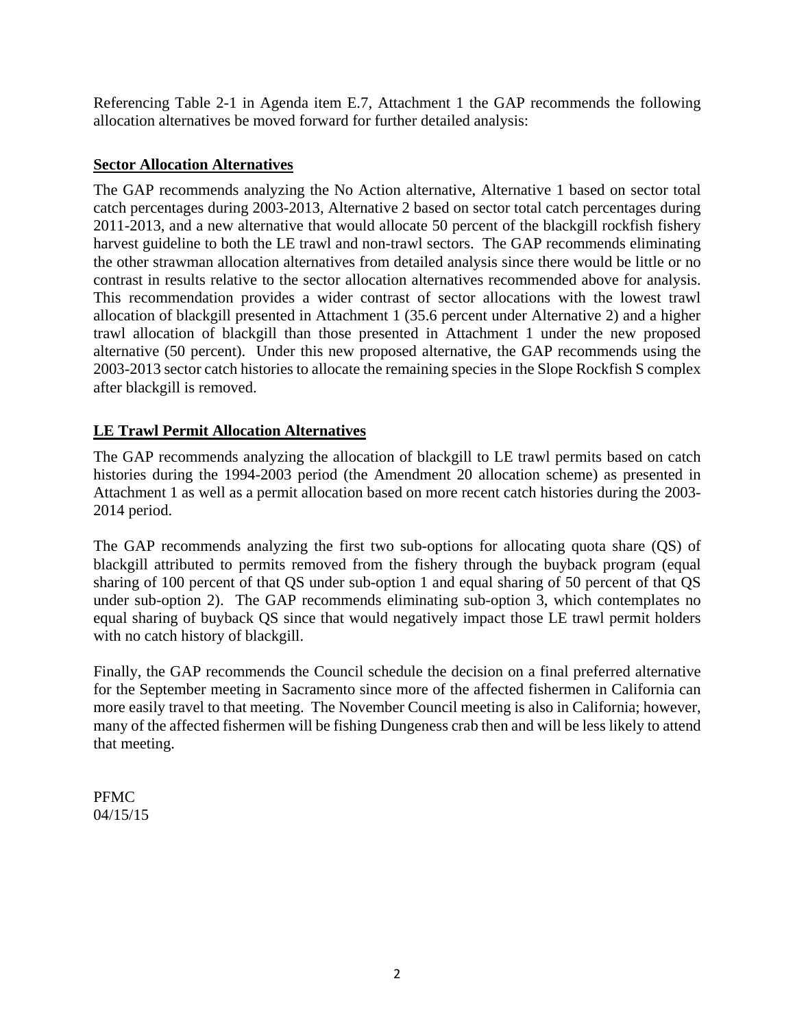Referencing Table 2-1 in Agenda item E.7, Attachment 1 the GAP recommends the following allocation alternatives be moved forward for further detailed analysis:

**Sector Allocation Alternatives**

The GAP recommends analyzing the No Action alternative, Alternative 1 based on sector total catch percentages during 2003-2013, Alternative 2 based on sector total catch percentages during 2011-2013, and a new alternative that would allocate 50 percent of the blackgill rockfish fishery harvest guideline to both the LE trawl and non-trawl sectors. The GAP recommends eliminating the other strawman allocation alternatives from detailed analysis since there would be little or no contrast in results relative to the sector allocation alternatives recommended above for analysis. This recommendation provides a wider contrast of sector allocations with the lowest trawl allocation of blackgill presented in Attachment 1 (35.6 percent under Alternative 2) and a higher trawl allocation of blackgill than those presented in Attachment 1 under the new proposed alternative (50 percent). Under this new proposed alternative, the GAP recommends using the 2003-2013 sector catch histories to allocate the remaining species in the Slope Rockfish S complex after blackgill is removed.

**LE Trawl Permit Allocation Alternatives**

The GAP recommends analyzing the allocation of blackgill to LE trawl permits based on catch histories during the 1994-2003 period (the Amendment 20 allocation scheme) as presented in Attachment 1 as well as a permit allocation based on more recent catch histories during the 2003-2014 period.

The GAP recommends analyzing the first two sub-options for allocating quota share (QS) of blackgill attributed to permits removed from the fishery through the buyback program (equal sharing of 100 percent of that QS under sub-option 1 and equal sharing of 50 percent of that QS under sub-option 2). The GAP recommends eliminating sub-option 3, which contemplates no equal sharing of buyback QS since that would negatively impact those LE trawl permit holders with no catch history of blackgill.

Finally, the GAP recommends the Council schedule the decision on a final preferred alternative for the September meeting in Sacramento since more of the affected fishermen in California can more easily travel to that meeting. The November Council meeting is also in California; however, many of the affected fishermen will be fishing Dungeness crab then and will be less likely to attend that meeting.

PFMC
04/15/15